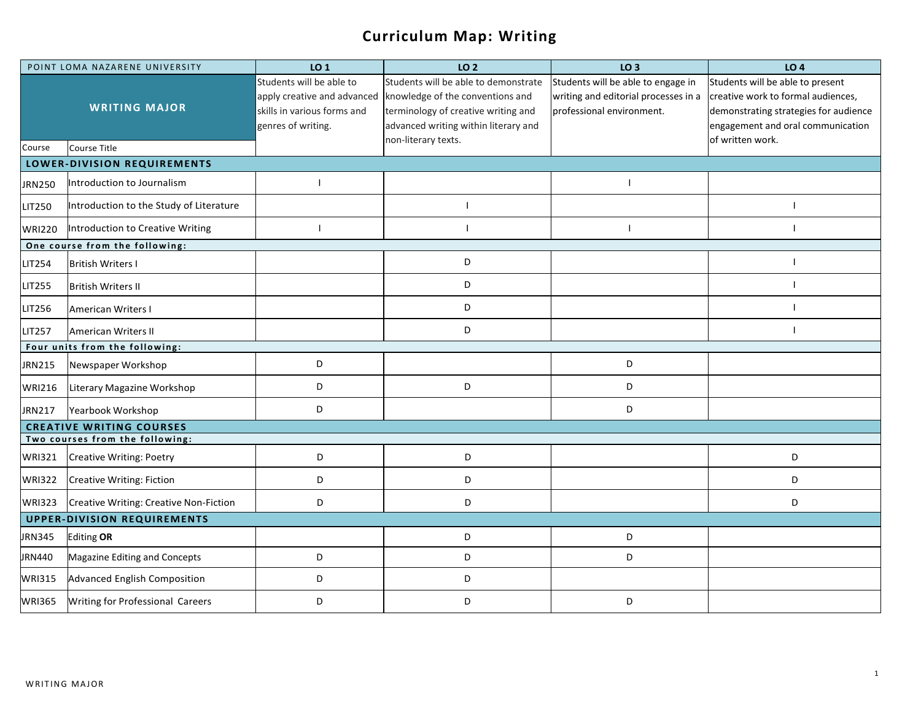# Curriculum Map: Writing

| POINT LOMA NAZARENE UNIVERSITY | | LO 1 | LO 2 | LO 3 | LO 4 |
|---|---|---|---|---|---|
| **WRITING MAJOR** | | Students will be able to apply creative and advanced skills in various forms and genres of writing. | Students will be able to demonstrate knowledge of the conventions and terminology of creative writing and advanced writing within literary and non-literary texts. | Students will be able to engage in writing and editorial processes in a professional environment. | Students will be able to present creative work to formal audiences, demonstrating strategies for audience engagement and oral communication of written work. |
| Course | Course Title | | | | |
| **LOWER-DIVISION REQUIREMENTS** | | | | | |
| JRN250 | Introduction to Journalism | I | | I | |
| LIT250 | Introduction to the Study of Literature | | I | | I |
| WRI220 | Introduction to Creative Writing | I | I | I | I |
| **One course from the following:** | | | | | |
| LIT254 | British Writers I | | D | | I |
| LIT255 | British Writers II | | D | | I |
| LIT256 | American Writers I | | D | | I |
| LIT257 | American Writers II | | D | | I |
| **Four units from the following:** | | | | | |
| JRN215 | Newspaper Workshop | D | | D | |
| WRI216 | Literary Magazine Workshop | D | D | D | |
| JRN217 | Yearbook Workshop | D | | D | |
| **CREATIVE WRITING COURSES** | | | | | |
| **Two courses from the following:** | | | | | |
| WRI321 | Creative Writing: Poetry | D | D | | D |
| WRI322 | Creative Writing: Fiction | D | D | | D |
| WRI323 | Creative Writing: Creative Non-Fiction | D | D | | D |
| **UPPER-DIVISION REQUIREMENTS** | | | | | |
| JRN345 | Editing **OR** | | D | D | |
| JRN440 | Magazine Editing and Concepts | D | D | D | |
| WRI315 | Advanced English Composition | D | D | | |
| WRI365 | Writing for Professional Careers | D | D | D | |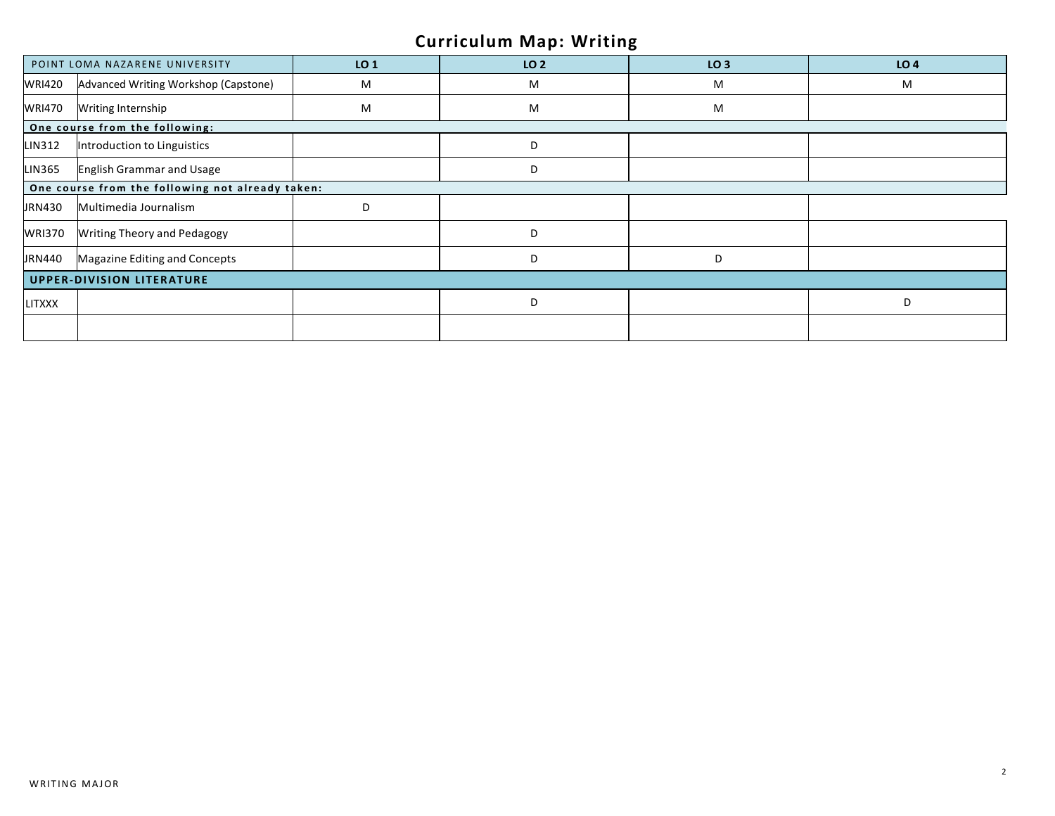# Curriculum Map: Writing

| POINT LOMA NAZARENE UNIVERSITY | | LO 1 | LO 2 | LO 3 | LO 4 |
|---|---|---|---|---|---|
| WRI420 | Advanced Writing Workshop (Capstone) | M | M | M | M |
| WRI470 | Writing Internship | M | M | M | |
| **One course from the following:** | | | | | |
| LIN312 | Introduction to Linguistics | | D | | |
| LIN365 | English Grammar and Usage | | D | | |
| **One course from the following not already taken:** | | | | | |
| JRN430 | Multimedia Journalism | D | | | |
| WRI370 | Writing Theory and Pedagogy | | D | | |
| JRN440 | Magazine Editing and Concepts | | D | D | |
| **UPPER-DIVISION LITERATURE** | | | | | |
| LITXXX | | | D | | D |
| | | | | | |